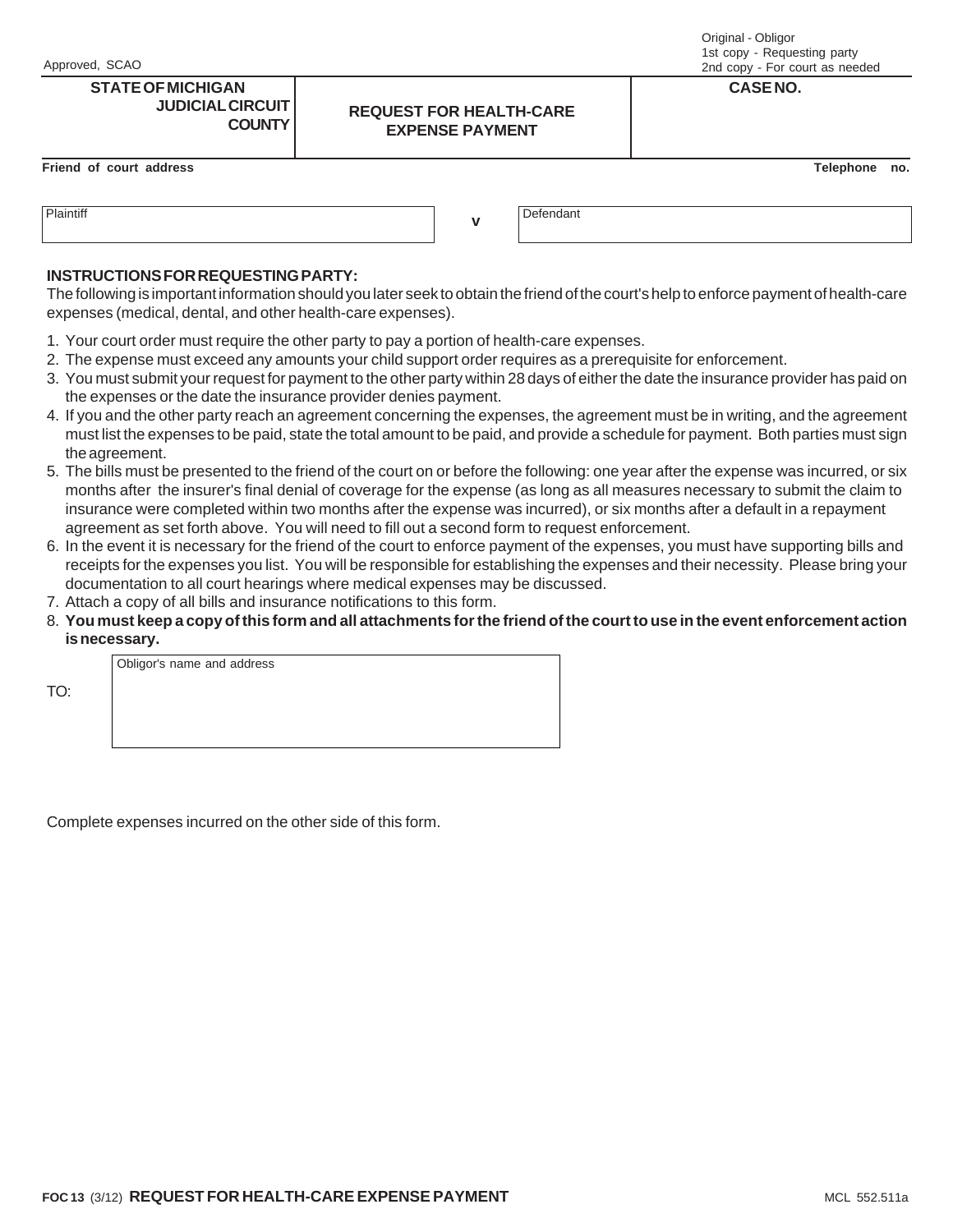Approved, SCAO

Original - Obligor
1st copy - Requesting party
2nd copy - For court as needed

| STATE OF MICHIGAN<br>JUDICIAL CIRCUIT<br>COUNTY | REQUEST FOR HEALTH-CARE EXPENSE PAYMENT | CASE NO. |
|---|---|---|

**Friend of court address** **Telephone no.**

| Plaintiff | v | Defendant |
|---|---|---|

**INSTRUCTIONS FOR REQUESTING PARTY:**

The following is important information should you later seek to obtain the friend of the court's help to enforce payment of health-care expenses (medical, dental, and other health-care expenses).

1. Your court order must require the other party to pay a portion of health-care expenses.
2. The expense must exceed any amounts your child support order requires as a prerequisite for enforcement.
3. You must submit your request for payment to the other party within 28 days of either the date the insurance provider has paid on the expenses or the date the insurance provider denies payment.
4. If you and the other party reach an agreement concerning the expenses, the agreement must be in writing, and the agreement must list the expenses to be paid, state the total amount to be paid, and provide a schedule for payment. Both parties must sign the agreement.
5. The bills must be presented to the friend of the court on or before the following: one year after the expense was incurred, or six months after the insurer's final denial of coverage for the expense (as long as all measures necessary to submit the claim to insurance were completed within two months after the expense was incurred), or six months after a default in a repayment agreement as set forth above. You will need to fill out a second form to request enforcement.
6. In the event it is necessary for the friend of the court to enforce payment of the expenses, you must have supporting bills and receipts for the expenses you list. You will be responsible for establishing the expenses and their necessity. Please bring your documentation to all court hearings where medical expenses may be discussed.
7. Attach a copy of all bills and insurance notifications to this form.
8. **You must keep a copy of this form and all attachments for the friend of the court to use in the event enforcement action is necessary.**

TO: Obligor's name and address

Complete expenses incurred on the other side of this form.

**FOC 13** (3/12) **REQUEST FOR HEALTH-CARE EXPENSE PAYMENT** MCL 552.511a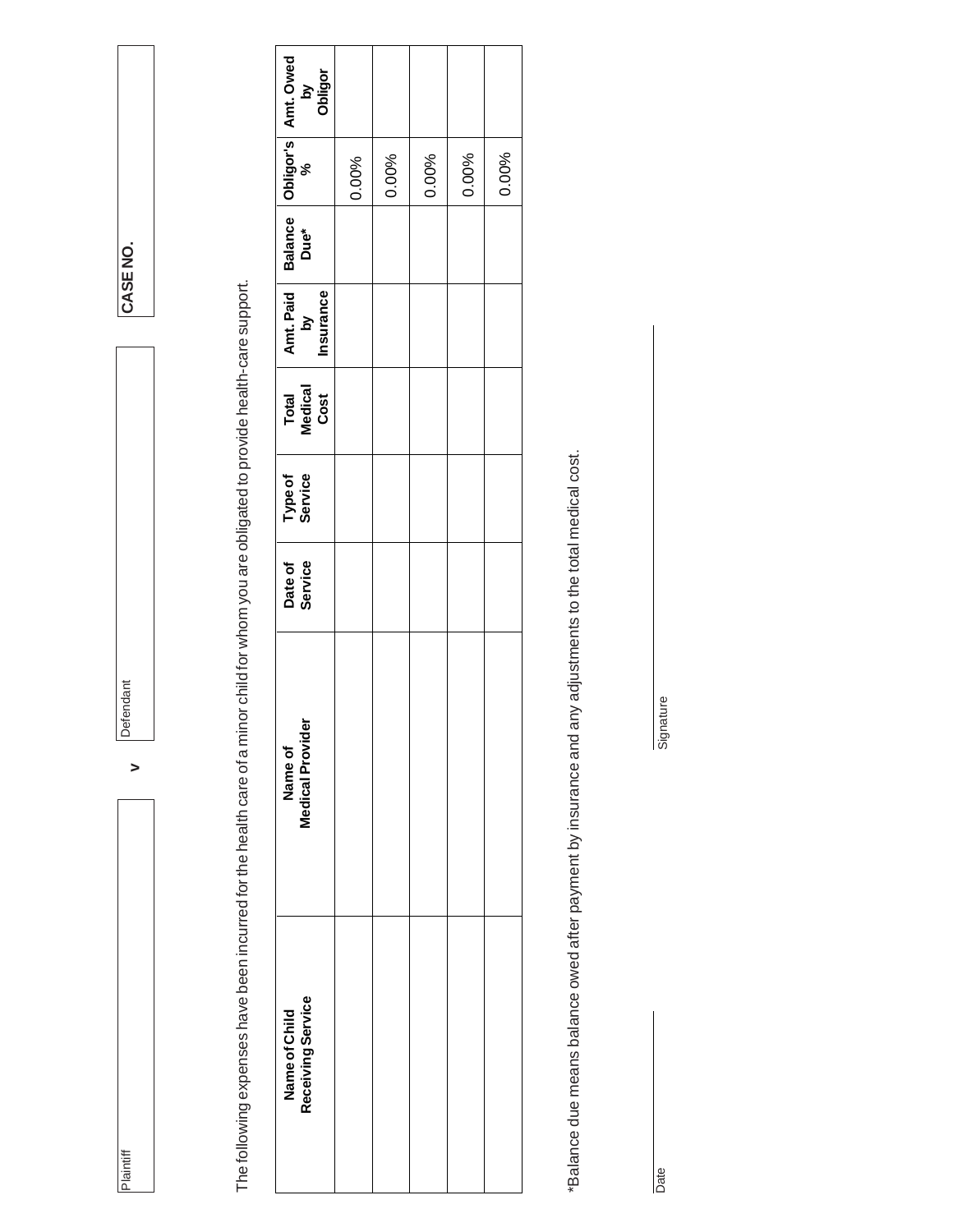Plaintiff v Defendant

**CASE NO.**

The following expenses have been incurred for the health care of a minor child for whom you are obligated to provide health-care support.

| Name of Child Receiving Service | Name of Medical Provider | Date of Service | Type of Service | Total Medical Cost | Amt. Paid by Insurance | Balance Due* | Obligor's % | Amt. Owed by Obligor |
|---|---|---|---|---|---|---|---|---|
| | | | | | | | 0.00% | |
| | | | | | | | 0.00% | |
| | | | | | | | 0.00% | |
| | | | | | | | 0.00% | |
| | | | | | | | 0.00% | |

*Balance due means balance owed after payment by insurance and any adjustments to the total medical cost.

Date

Signature